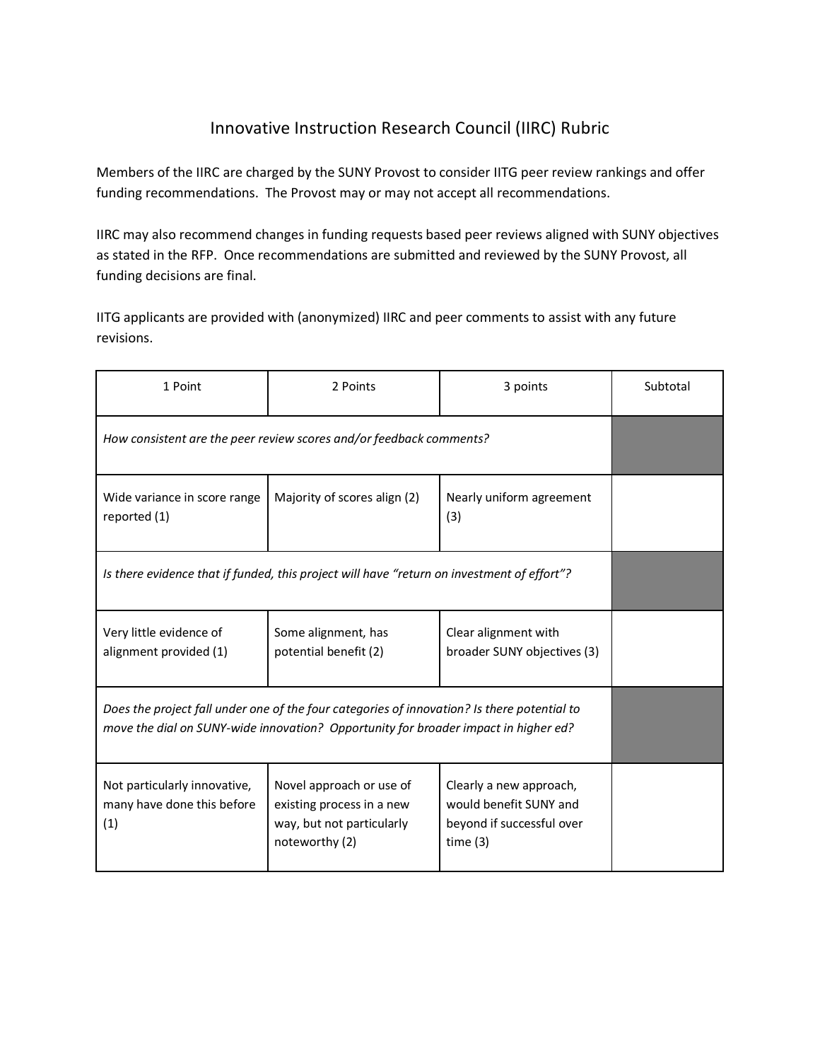# Innovative Instruction Research Council (IIRC) Rubric

Members of the IIRC are charged by the SUNY Provost to consider IITG peer review rankings and offer funding recommendations. The Provost may or may not accept all recommendations.

IIRC may also recommend changes in funding requests based peer reviews aligned with SUNY objectives as stated in the RFP. Once recommendations are submitted and reviewed by the SUNY Provost, all funding decisions are final.

IITG applicants are provided with (anonymized) IIRC and peer comments to assist with any future revisions.

| 1 Point | 2 Points | 3 points | Subtotal |
|---|---|---|---|
| *How consistent are the peer review scores and/or feedback comments?* | | | |
| Wide variance in score range reported (1) | Majority of scores align (2) | Nearly uniform agreement (3) | |
| *Is there evidence that if funded, this project will have "return on investment of effort"?* | | | |
| Very little evidence of alignment provided (1) | Some alignment, has potential benefit (2) | Clear alignment with broader SUNY objectives (3) | |
| *Does the project fall under one of the four categories of innovation? Is there potential to move the dial on SUNY-wide innovation? Opportunity for broader impact in higher ed?* | | | |
| Not particularly innovative, many have done this before (1) | Novel approach or use of existing process in a new way, but not particularly noteworthy (2) | Clearly a new approach, would benefit SUNY and beyond if successful over time (3) | |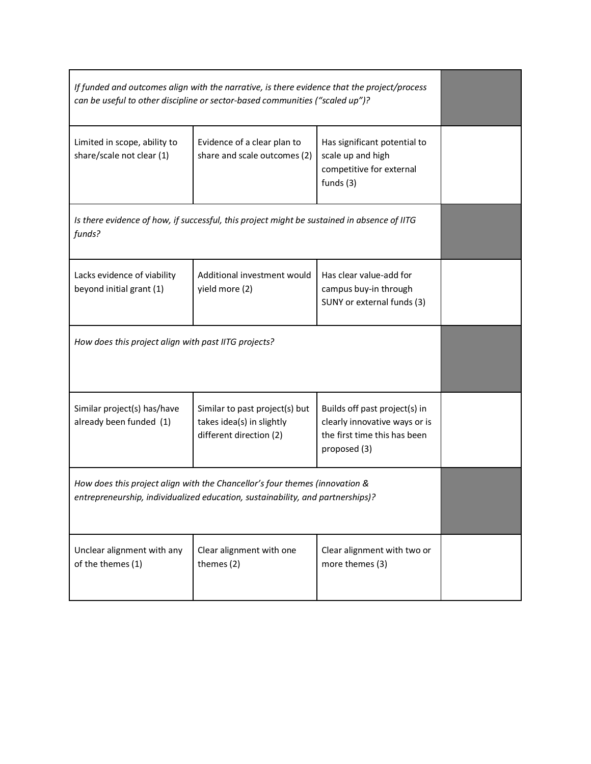| | | | |
|---|---|---|---|
| *If funded and outcomes align with the narrative, is there evidence that the project/process can be useful to other discipline or sector-based communities ("scaled up")?* | | | |
| Limited in scope, ability to share/scale not clear (1) | Evidence of a clear plan to share and scale outcomes (2) | Has significant potential to scale up and high competitive for external funds (3) | |
| *Is there evidence of how, if successful, this project might be sustained in absence of IITG funds?* | | | |
| Lacks evidence of viability beyond initial grant (1) | Additional investment would yield more (2) | Has clear value-add for campus buy-in through SUNY or external funds (3) | |
| *How does this project align with past IITG projects?* | | | |
| Similar project(s) has/have already been funded (1) | Similar to past project(s) but takes idea(s) in slightly different direction (2) | Builds off past project(s) in clearly innovative ways or is the first time this has been proposed (3) | |
| *How does this project align with the Chancellor's four themes (innovation & entrepreneurship, individualized education, sustainability, and partnerships)?* | | | |
| Unclear alignment with any of the themes (1) | Clear alignment with one themes (2) | Clear alignment with two or more themes (3) | |